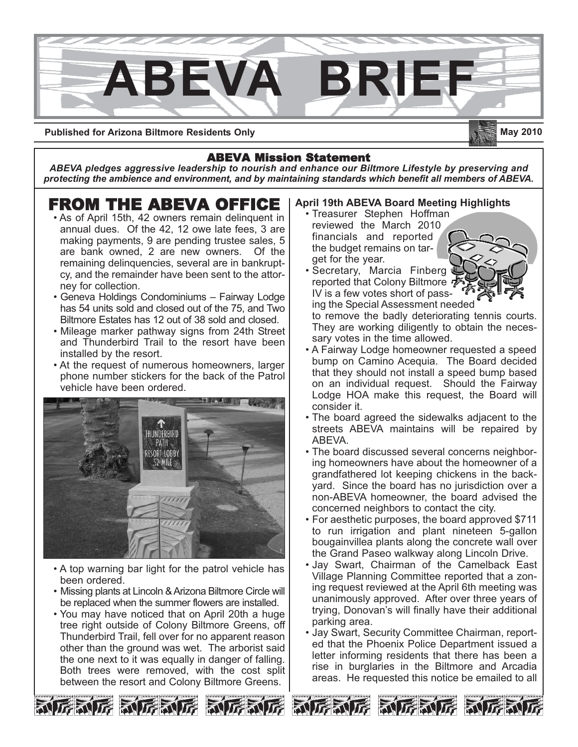# ABEVA BRIEF

**Published for Arizona Biltmore Residents Only** **May 2010**

## ABEVA Mission Statement

***ABEVA pledges aggressive leadership to nourish and enhance our Biltmore Lifestyle by preserving and protecting the ambience and environment, and by maintaining standards which benefit all members of ABEVA.***

## FROM THE ABEVA OFFICE

- As of April 15th, 42 owners remain delinquent in annual dues. Of the 42, 12 owe late fees, 3 are making payments, 9 are pending trustee sales, 5 are bank owned, 2 are new owners. Of the remaining delinquencies, several are in bankruptcy, and the remainder have been sent to the attorney for collection.
- Geneva Holdings Condominiums – Fairway Lodge has 54 units sold and closed out of the 75, and Two Biltmore Estates has 12 out of 38 sold and closed.
- Mileage marker pathway signs from 24th Street and Thunderbird Trail to the resort have been installed by the resort.
- At the request of numerous homeowners, larger phone number stickers for the back of the Patrol vehicle have been ordered.
- A top warning bar light for the patrol vehicle has been ordered.
- Missing plants at Lincoln & Arizona Biltmore Circle will be replaced when the summer flowers are installed.
- You may have noticed that on April 20th a huge tree right outside of Colony Biltmore Greens, off Thunderbird Trail, fell over for no apparent reason other than the ground was wet. The arborist said the one next to it was equally in danger of falling. Both trees were removed, with the cost split between the resort and Colony Biltmore Greens.

### April 19th ABEVA Board Meeting Highlights

- Treasurer Stephen Hoffman reviewed the March 2010 financials and reported the budget remains on target for the year.
- Secretary, Marcia Finberg reported that Colony Biltmore IV is a few votes short of passing the Special Assessment needed to remove the badly deteriorating tennis courts. They are working diligently to obtain the necessary votes in the time allowed.
- A Fairway Lodge homeowner requested a speed bump on Camino Acequia. The Board decided that they should not install a speed bump based on an individual request. Should the Fairway Lodge HOA make this request, the Board will consider it.
- The board agreed the sidewalks adjacent to the streets ABEVA maintains will be repaired by ABEVA.
- The board discussed several concerns neighboring homeowners have about the homeowner of a grandfathered lot keeping chickens in the backyard. Since the board has no jurisdiction over a non-ABEVA homeowner, the board advised the concerned neighbors to contact the city.
- For aesthetic purposes, the board approved $711 to run irrigation and plant nineteen 5-gallon bougainvillea plants along the concrete wall over the Grand Paseo walkway along Lincoln Drive.
- Jay Swart, Chairman of the Camelback East Village Planning Committee reported that a zoning request reviewed at the April 6th meeting was unanimously approved. After over three years of trying, Donovan's will finally have their additional parking area.
- Jay Swart, Security Committee Chairman, reported that the Phoenix Police Department issued a letter informing residents that there has been a rise in burglaries in the Biltmore and Arcadia areas. He requested this notice be emailed to all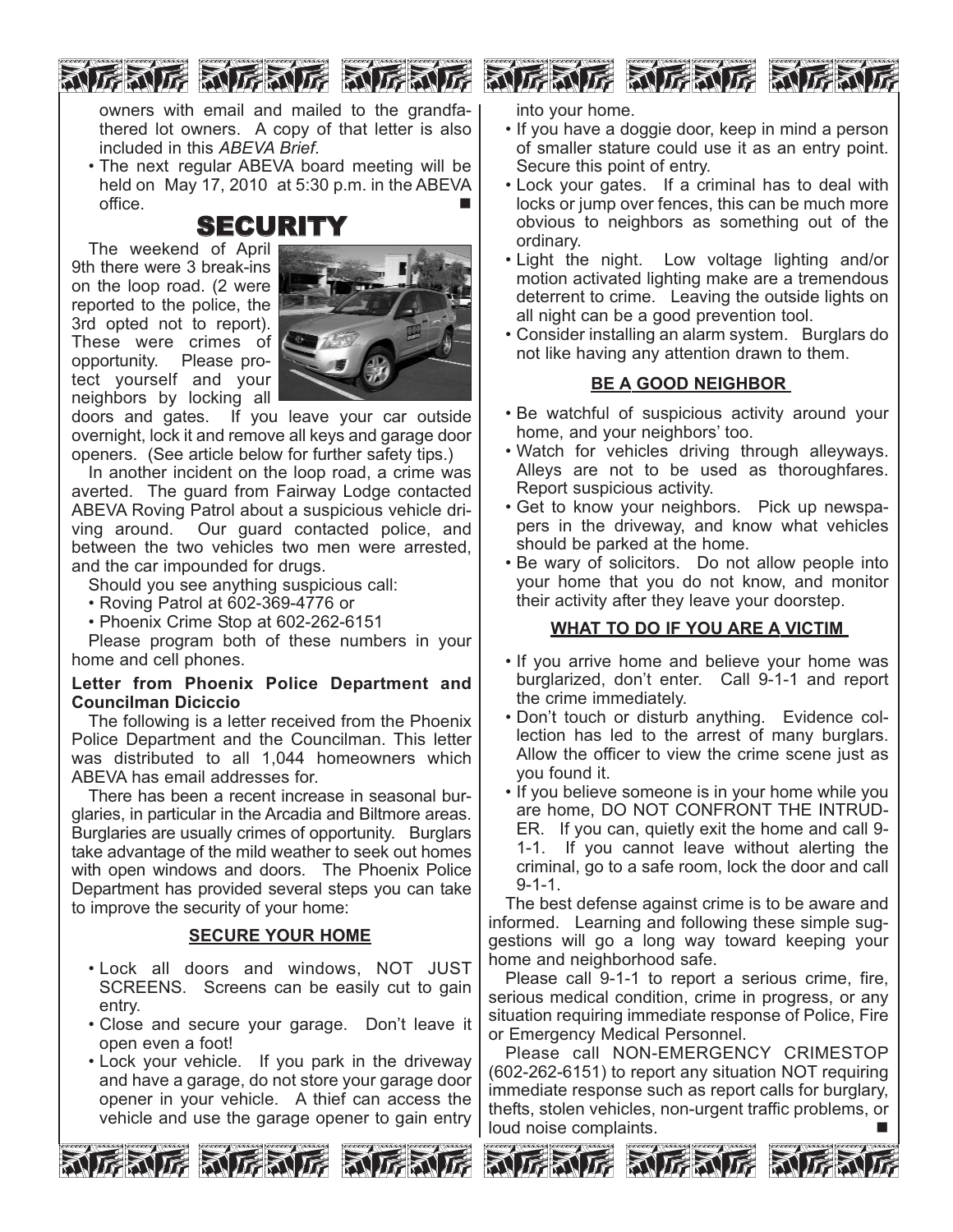owners with email and mailed to the grandfathered lot owners. A copy of that letter is also included in this *ABEVA Brief*.

- The next regular ABEVA board meeting will be held on May 17, 2010 at 5:30 p.m. in the ABEVA office.

# SECURITY

The weekend of April 9th there were 3 break-ins on the loop road. (2 were reported to the police, the 3rd opted not to report). These were crimes of opportunity. Please protect yourself and your neighbors by locking all doors and gates. If you leave your car outside overnight, lock it and remove all keys and garage door openers. (See article below for further safety tips.)

In another incident on the loop road, a crime was averted. The guard from Fairway Lodge contacted ABEVA Roving Patrol about a suspicious vehicle driving around. Our guard contacted police, and between the two vehicles two men were arrested, and the car impounded for drugs.

Should you see anything suspicious call:

- Roving Patrol at 602-369-4776 or
- Phoenix Crime Stop at 602-262-6151

Please program both of these numbers in your home and cell phones.

**Letter from Phoenix Police Department and Councilman Diciccio**

The following is a letter received from the Phoenix Police Department and the Councilman. This letter was distributed to all 1,044 homeowners which ABEVA has email addresses for.

There has been a recent increase in seasonal burglaries, in particular in the Arcadia and Biltmore areas. Burglaries are usually crimes of opportunity. Burglars take advantage of the mild weather to seek out homes with open windows and doors. The Phoenix Police Department has provided several steps you can take to improve the security of your home:

**SECURE YOUR HOME**

- Lock all doors and windows, NOT JUST SCREENS. Screens can be easily cut to gain entry.
- Close and secure your garage. Don't leave it open even a foot!
- Lock your vehicle. If you park in the driveway and have a garage, do not store your garage door opener in your vehicle. A thief can access the vehicle and use the garage opener to gain entry into your home.
- If you have a doggie door, keep in mind a person of smaller stature could use it as an entry point. Secure this point of entry.
- Lock your gates. If a criminal has to deal with locks or jump over fences, this can be much more obvious to neighbors as something out of the ordinary.
- Light the night. Low voltage lighting and/or motion activated lighting make are a tremendous deterrent to crime. Leaving the outside lights on all night can be a good prevention tool.
- Consider installing an alarm system. Burglars do not like having any attention drawn to them.

**BE A GOOD NEIGHBOR**

- Be watchful of suspicious activity around your home, and your neighbors' too.
- Watch for vehicles driving through alleyways. Alleys are not to be used as thoroughfares. Report suspicious activity.
- Get to know your neighbors. Pick up newspapers in the driveway, and know what vehicles should be parked at the home.
- Be wary of solicitors. Do not allow people into your home that you do not know, and monitor their activity after they leave your doorstep.

**WHAT TO DO IF YOU ARE A VICTIM**

- If you arrive home and believe your home was burglarized, don't enter. Call 9-1-1 and report the crime immediately.
- Don't touch or disturb anything. Evidence collection has led to the arrest of many burglars. Allow the officer to view the crime scene just as you found it.
- If you believe someone is in your home while you are home, DO NOT CONFRONT THE INTRUDER. If you can, quietly exit the home and call 9-1-1. If you cannot leave without alerting the criminal, go to a safe room, lock the door and call 9-1-1.

The best defense against crime is to be aware and informed. Learning and following these simple suggestions will go a long way toward keeping your home and neighborhood safe.

Please call 9-1-1 to report a serious crime, fire, serious medical condition, crime in progress, or any situation requiring immediate response of Police, Fire or Emergency Medical Personnel.

Please call NON-EMERGENCY CRIMESTOP (602-262-6151) to report any situation NOT requiring immediate response such as report calls for burglary, thefts, stolen vehicles, non-urgent traffic problems, or loud noise complaints.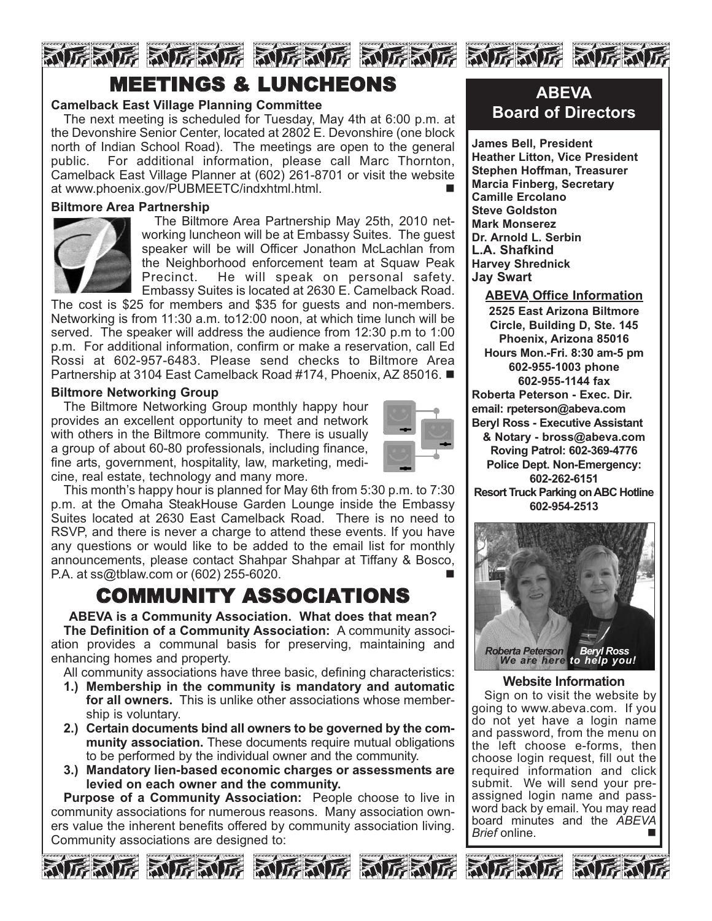# MEETINGS & LUNCHEONS

### Camelback East Village Planning Committee

The next meeting is scheduled for Tuesday, May 4th at 6:00 p.m. at the Devonshire Senior Center, located at 2802 E. Devonshire (one block north of Indian School Road). The meetings are open to the general public. For additional information, please call Marc Thornton, Camelback East Village Planner at (602) 261-8701 or visit the website at www.phoenix.gov/PUBMEETC/indxhtml.html. ■

### Biltmore Area Partnership

The Biltmore Area Partnership May 25th, 2010 networking luncheon will be at Embassy Suites. The guest speaker will be will Officer Jonathon McLachlan from the Neighborhood enforcement team at Squaw Peak Precinct. He will speak on personal safety. Embassy Suites is located at 2630 E. Camelback Road. The cost is $25 for members and $35 for guests and non-members. Networking is from 11:30 a.m. to12:00 noon, at which time lunch will be served. The speaker will address the audience from 12:30 p.m to 1:00 p.m. For additional information, confirm or make a reservation, call Ed Rossi at 602-957-6483. Please send checks to Biltmore Area Partnership at 3104 East Camelback Road #174, Phoenix, AZ 85016. ■

### Biltmore Networking Group

The Biltmore Networking Group monthly happy hour provides an excellent opportunity to meet and network with others in the Biltmore community. There is usually a group of about 60-80 professionals, including finance, fine arts, government, hospitality, law, marketing, medicine, real estate, technology and many more.

This month's happy hour is planned for May 6th from 5:30 p.m. to 7:30 p.m. at the Omaha SteakHouse Garden Lounge inside the Embassy Suites located at 2630 East Camelback Road. There is no need to RSVP, and there is never a charge to attend these events. If you have any questions or would like to be added to the email list for monthly announcements, please contact Shahpar Shahpar at Tiffany & Bosco, P.A. at ss@tblaw.com or (602) 255-6020. ■

# COMMUNITY ASSOCIATIONS

**ABEVA is a Community Association. What does that mean?**

**The Definition of a Community Association:** A community association provides a communal basis for preserving, maintaining and enhancing homes and property.

All community associations have three basic, defining characteristics:

1. **Membership in the community is mandatory and automatic for all owners.** This is unlike other associations whose membership is voluntary.
2. **Certain documents bind all owners to be governed by the community association.** These documents require mutual obligations to be performed by the individual owner and the community.
3. **Mandatory lien-based economic charges or assessments are levied on each owner and the community.**

**Purpose of a Community Association:** People choose to live in community associations for numerous reasons. Many association owners value the inherent benefits offered by community association living. Community associations are designed to:

## ABEVA Board of Directors

**James Bell, President**
**Heather Litton, Vice President**
**Stephen Hoffman, Treasurer**
**Marcia Finberg, Secretary**
**Camille Ercolano**
**Steve Goldston**
**Mark Monserez**
**Dr. Arnold L. Serbin**
**L.A. Shafkind**
**Harvey Shrednick**
**Jay Swart**

**ABEVA Office Information**

**2525 East Arizona Biltmore Circle, Building D, Ste. 145**
**Phoenix, Arizona 85016**
**Hours Mon.-Fri. 8:30 am-5 pm**
**602-955-1003 phone**
**602-955-1144 fax**
**Roberta Peterson - Exec. Dir.**
**email: rpeterson@abeva.com**
**Beryl Ross - Executive Assistant & Notary - bross@abeva.com**
**Roving Patrol: 602-369-4776**
**Police Dept. Non-Emergency: 602-262-6151**
**Resort Truck Parking on ABC Hotline 602-954-2513**

*Roberta Peterson Beryl Ross*
*We are here to help you!*

**Website Information**

Sign on to visit the website by going to www.abeva.com. If you do not yet have a login name and password, from the menu on the left choose e-forms, then choose login request, fill out the required information and click submit. We will send your pre-assigned login name and password back by email. You may read board minutes and the *ABEVA Brief* online. ■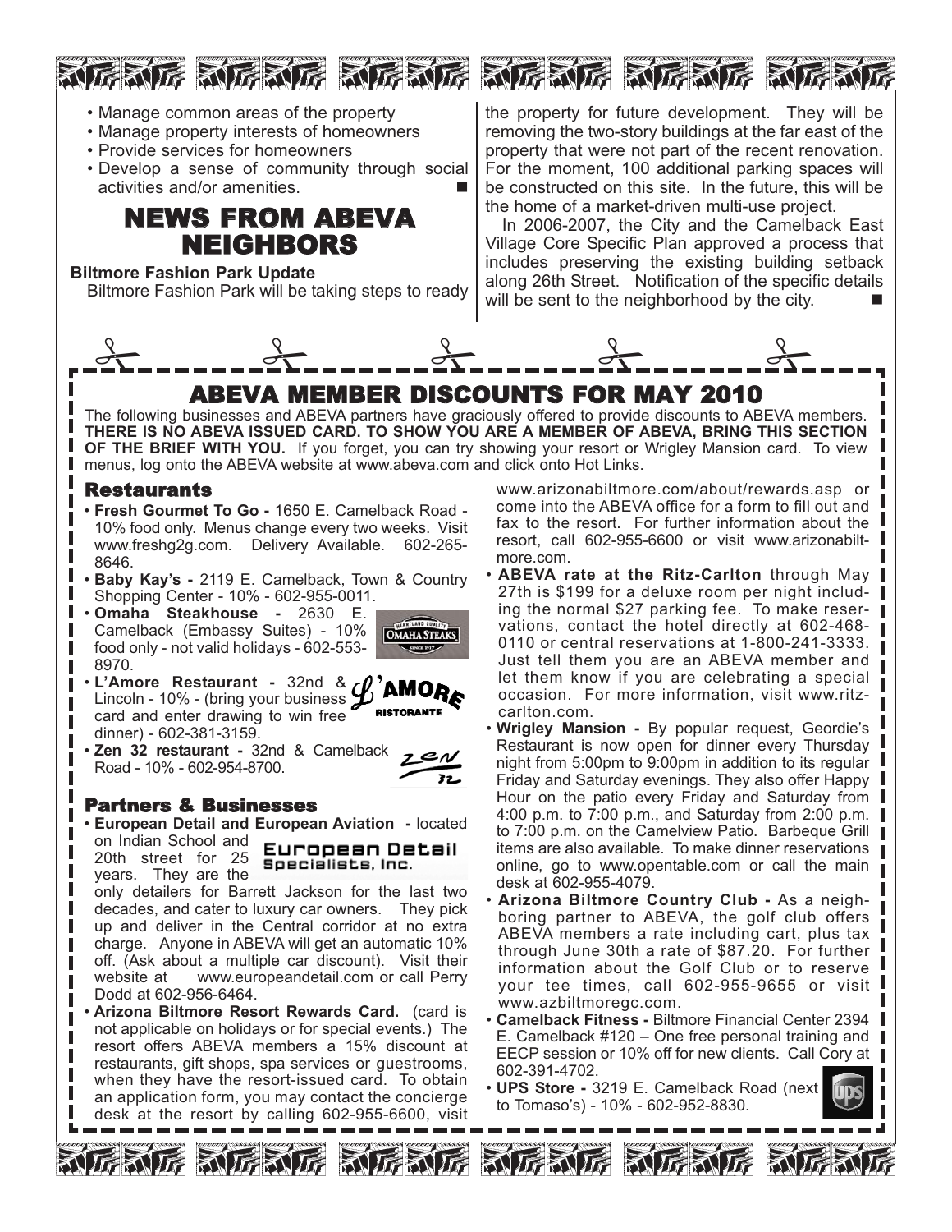- Manage common areas of the property
- Manage property interests of homeowners
- Provide services for homeowners
- Develop a sense of community through social activities and/or amenities.

## NEWS FROM ABEVA NEIGHBORS

**Biltmore Fashion Park Update**

Biltmore Fashion Park will be taking steps to ready the property for future development. They will be removing the two-story buildings at the far east of the property that were not part of the recent renovation. For the moment, 100 additional parking spaces will be constructed on this site. In the future, this will be the home of a market-driven multi-use project.

In 2006-2007, the City and the Camelback East Village Core Specific Plan approved a process that includes preserving the existing building setback along 26th Street. Notification of the specific details will be sent to the neighborhood by the city.

## ABEVA MEMBER DISCOUNTS FOR MAY 2010

The following businesses and ABEVA partners have graciously offered to provide discounts to ABEVA members. **THERE IS NO ABEVA ISSUED CARD. TO SHOW YOU ARE A MEMBER OF ABEVA, BRING THIS SECTION OF THE BRIEF WITH YOU.** If you forget, you can try showing your resort or Wrigley Mansion card. To view menus, log onto the ABEVA website at www.abeva.com and click onto Hot Links.

### Restaurants

- **Fresh Gourmet To Go -** 1650 E. Camelback Road - 10% food only. Menus change every two weeks. Visit www.freshg2g.com. Delivery Available. 602-265-8646.
- **Baby Kay's -** 2119 E. Camelback, Town & Country Shopping Center - 10% - 602-955-0011.
- **Omaha Steakhouse -** 2630 E. Camelback (Embassy Suites) - 10% food only - not valid holidays - 602-553-8970.
- **L'Amore Restaurant -** 32nd & Lincoln - 10% - (bring your business card and enter drawing to win free dinner) - 602-381-3159.
- **Zen 32 restaurant -** 32nd & Camelback Road - 10% - 602-954-8700.

### Partners & Businesses

- **European Detail and European Aviation -** located on Indian School and 20th street for 25 years. They are the only detailers for Barrett Jackson for the last two decades, and cater to luxury car owners. They pick up and deliver in the Central corridor at no extra charge. Anyone in ABEVA will get an automatic 10% off. (Ask about a multiple car discount). Visit their website at www.europeandetail.com or call Perry Dodd at 602-956-6464.
- **Arizona Biltmore Resort Rewards Card.** (card is not applicable on holidays or for special events.) The resort offers ABEVA members a 15% discount at restaurants, gift shops, spa services or guestrooms, when they have the resort-issued card. To obtain an application form, you may contact the concierge desk at the resort by calling 602-955-6600, visit www.arizonabiltmore.com/about/rewards.asp or come into the ABEVA office for a form to fill out and fax to the resort. For further information about the resort, call 602-955-6600 or visit www.arizonabiltmore.com.
- **ABEVA rate at the Ritz-Carlton** through May 27th is $199 for a deluxe room per night including the normal $27 parking fee. To make reservations, contact the hotel directly at 602-468-0110 or central reservations at 1-800-241-3333. Just tell them you are an ABEVA member and let them know if you are celebrating a special occasion. For more information, visit www.ritzcarlton.com.
- **Wrigley Mansion -** By popular request, Geordie's Restaurant is now open for dinner every Thursday night from 5:00pm to 9:00pm in addition to its regular Friday and Saturday evenings. They also offer Happy Hour on the patio every Friday and Saturday from 4:00 p.m. to 7:00 p.m., and Saturday from 2:00 p.m. to 7:00 p.m. on the Camelview Patio. Barbeque Grill items are also available. To make dinner reservations online, go to www.opentable.com or call the main desk at 602-955-4079.
- **Arizona Biltmore Country Club -** As a neighboring partner to ABEVA, the golf club offers ABEVA members a rate including cart, plus tax through June 30th a rate of $87.20. For further information about the Golf Club or to reserve your tee times, call 602-955-9655 or visit www.azbiltmoregc.com.
- **Camelback Fitness -** Biltmore Financial Center 2394 E. Camelback #120 – One free personal training and EECP session or 10% off for new clients. Call Cory at 602-391-4702.
- **UPS Store -** 3219 E. Camelback Road (next to Tomaso's) - 10% - 602-952-8830.